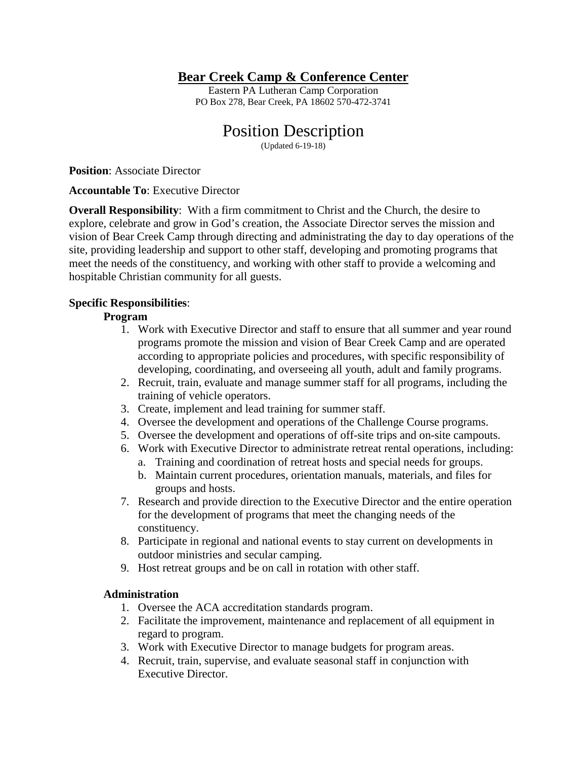# Bear Creek Camp & Conference Center

Eastern PA Lutheran Camp Corporation
PO Box 278, Bear Creek, PA 18602 570-472-3741

## Position Description

(Updated 6-19-18)

**Position**: Associate Director

**Accountable To**: Executive Director

**Overall Responsibility**: With a firm commitment to Christ and the Church, the desire to explore, celebrate and grow in God's creation, the Associate Director serves the mission and vision of Bear Creek Camp through directing and administrating the day to day operations of the site, providing leadership and support to other staff, developing and promoting programs that meet the needs of the constituency, and working with other staff to provide a welcoming and hospitable Christian community for all guests.

**Specific Responsibilities**:

**Program**

1. Work with Executive Director and staff to ensure that all summer and year round programs promote the mission and vision of Bear Creek Camp and are operated according to appropriate policies and procedures, with specific responsibility of developing, coordinating, and overseeing all youth, adult and family programs.
2. Recruit, train, evaluate and manage summer staff for all programs, including the training of vehicle operators.
3. Create, implement and lead training for summer staff.
4. Oversee the development and operations of the Challenge Course programs.
5. Oversee the development and operations of off-site trips and on-site campouts.
6. Work with Executive Director to administrate retreat rental operations, including:
   a. Training and coordination of retreat hosts and special needs for groups.
   b. Maintain current procedures, orientation manuals, materials, and files for groups and hosts.
7. Research and provide direction to the Executive Director and the entire operation for the development of programs that meet the changing needs of the constituency.
8. Participate in regional and national events to stay current on developments in outdoor ministries and secular camping.
9. Host retreat groups and be on call in rotation with other staff.

**Administration**

1. Oversee the ACA accreditation standards program.
2. Facilitate the improvement, maintenance and replacement of all equipment in regard to program.
3. Work with Executive Director to manage budgets for program areas.
4. Recruit, train, supervise, and evaluate seasonal staff in conjunction with Executive Director.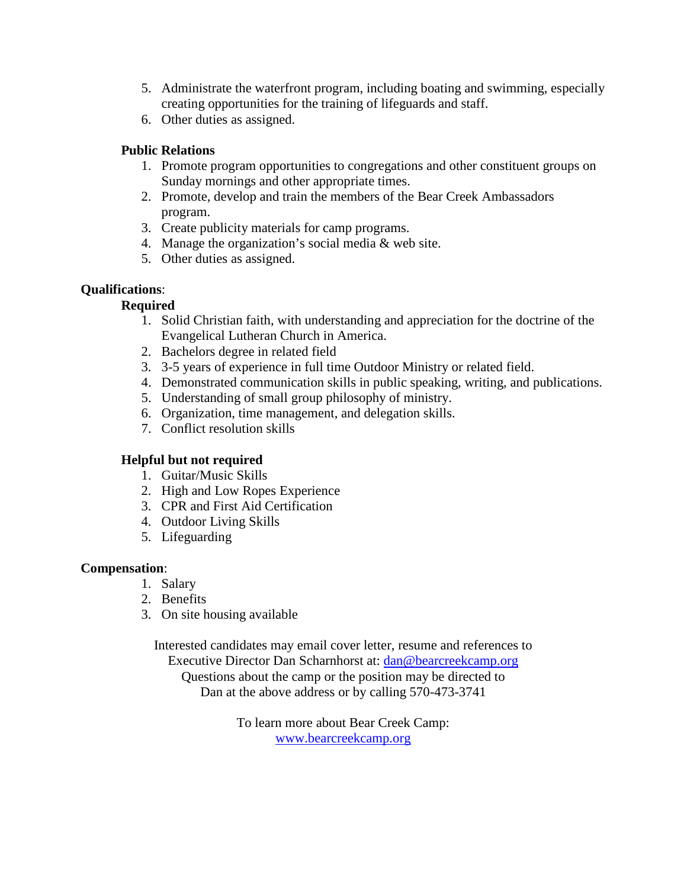5. Administrate the waterfront program, including boating and swimming, especially creating opportunities for the training of lifeguards and staff.
6. Other duties as assigned.

**Public Relations**

1. Promote program opportunities to congregations and other constituent groups on Sunday mornings and other appropriate times.
2. Promote, develop and train the members of the Bear Creek Ambassadors program.
3. Create publicity materials for camp programs.
4. Manage the organization's social media & web site.
5. Other duties as assigned.

**Qualifications**:

**Required**

1. Solid Christian faith, with understanding and appreciation for the doctrine of the Evangelical Lutheran Church in America.
2. Bachelors degree in related field
3. 3-5 years of experience in full time Outdoor Ministry or related field.
4. Demonstrated communication skills in public speaking, writing, and publications.
5. Understanding of small group philosophy of ministry.
6. Organization, time management, and delegation skills.
7. Conflict resolution skills

**Helpful but not required**

1. Guitar/Music Skills
2. High and Low Ropes Experience
3. CPR and First Aid Certification
4. Outdoor Living Skills
5. Lifeguarding

**Compensation**:

1. Salary
2. Benefits
3. On site housing available

Interested candidates may email cover letter, resume and references to Executive Director Dan Scharnhorst at: dan@bearcreekcamp.org
Questions about the camp or the position may be directed to Dan at the above address or by calling 570-473-3741

To learn more about Bear Creek Camp:
www.bearcreekcamp.org